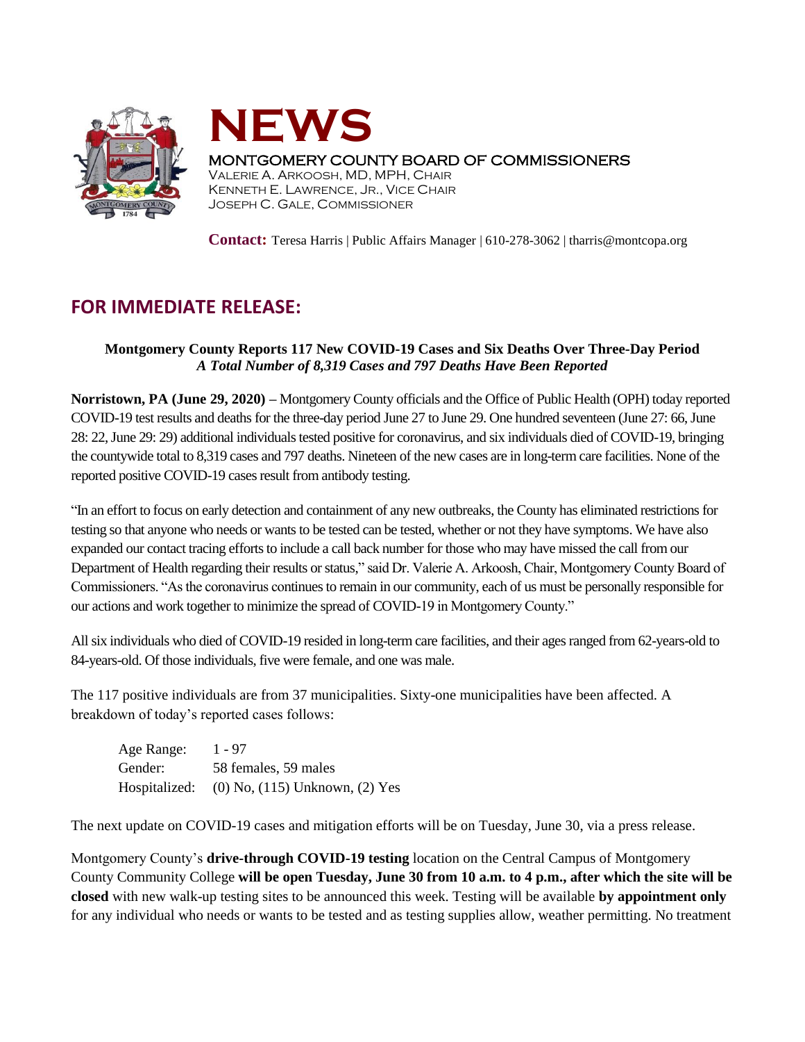# NEWS

MONTGOMERY COUNTY BOARD OF COMMISSIONERS
VALERIE A. ARKOOSH, MD, MPH, CHAIR
KENNETH E. LAWRENCE, JR., VICE CHAIR
JOSEPH C. GALE, COMMISSIONER

**Contact:** Teresa Harris | Public Affairs Manager | 610-278-3062 | tharris@montcopa.org

## FOR IMMEDIATE RELEASE:

**Montgomery County Reports 117 New COVID-19 Cases and Six Deaths Over Three-Day Period**
***A Total Number of 8,319 Cases and 797 Deaths Have Been Reported***

**Norristown, PA (June 29, 2020) –** Montgomery County officials and the Office of Public Health (OPH) today reported COVID-19 test results and deaths for the three-day period June 27 to June 29. One hundred seventeen (June 27: 66, June 28: 22, June 29: 29) additional individuals tested positive for coronavirus, and six individuals died of COVID-19, bringing the countywide total to 8,319 cases and 797 deaths. Nineteen of the new cases are in long-term care facilities. None of the reported positive COVID-19 cases result from antibody testing.

"In an effort to focus on early detection and containment of any new outbreaks, the County has eliminated restrictions for testing so that anyone who needs or wants to be tested can be tested, whether or not they have symptoms. We have also expanded our contact tracing efforts to include a call back number for those who may have missed the call from our Department of Health regarding their results or status," said Dr. Valerie A. Arkoosh, Chair, Montgomery County Board of Commissioners. "As the coronavirus continues to remain in our community, each of us must be personally responsible for our actions and work together to minimize the spread of COVID-19 in Montgomery County."

All six individuals who died of COVID-19 resided in long-term care facilities, and their ages ranged from 62-years-old to 84-years-old. Of those individuals, five were female, and one was male.

The 117 positive individuals are from 37 municipalities. Sixty-one municipalities have been affected. A breakdown of today's reported cases follows:

| | |
|---|---|
| Age Range: | 1 - 97 |
| Gender: | 58 females, 59 males |
| Hospitalized: | (0) No, (115) Unknown, (2) Yes |

The next update on COVID-19 cases and mitigation efforts will be on Tuesday, June 30, via a press release.

Montgomery County's **drive-through COVID-19 testing** location on the Central Campus of Montgomery County Community College **will be open Tuesday, June 30 from 10 a.m. to 4 p.m., after which the site will be closed** with new walk-up testing sites to be announced this week. Testing will be available **by appointment only** for any individual who needs or wants to be tested and as testing supplies allow, weather permitting. No treatment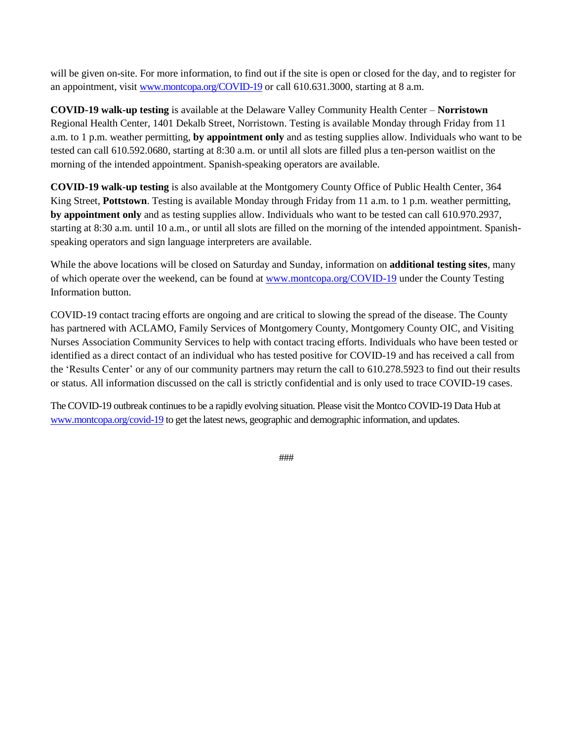will be given on-site. For more information, to find out if the site is open or closed for the day, and to register for an appointment, visit [www.montcopa.org/COVID-19](www.montcopa.org/COVID-19) or call 610.631.3000, starting at 8 a.m.

**COVID-19 walk-up testing** is available at the Delaware Valley Community Health Center – **Norristown** Regional Health Center, 1401 Dekalb Street, Norristown. Testing is available Monday through Friday from 11 a.m. to 1 p.m. weather permitting, **by appointment only** and as testing supplies allow. Individuals who want to be tested can call 610.592.0680, starting at 8:30 a.m. or until all slots are filled plus a ten-person waitlist on the morning of the intended appointment. Spanish-speaking operators are available.

**COVID-19 walk-up testing** is also available at the Montgomery County Office of Public Health Center, 364 King Street, **Pottstown**. Testing is available Monday through Friday from 11 a.m. to 1 p.m. weather permitting, **by appointment only** and as testing supplies allow. Individuals who want to be tested can call 610.970.2937, starting at 8:30 a.m. until 10 a.m., or until all slots are filled on the morning of the intended appointment. Spanish-speaking operators and sign language interpreters are available.

While the above locations will be closed on Saturday and Sunday, information on **additional testing sites**, many of which operate over the weekend, can be found at [www.montcopa.org/COVID-19](www.montcopa.org/COVID-19) under the County Testing Information button.

COVID-19 contact tracing efforts are ongoing and are critical to slowing the spread of the disease. The County has partnered with ACLAMO, Family Services of Montgomery County, Montgomery County OIC, and Visiting Nurses Association Community Services to help with contact tracing efforts. Individuals who have been tested or identified as a direct contact of an individual who has tested positive for COVID-19 and has received a call from the 'Results Center' or any of our community partners may return the call to 610.278.5923 to find out their results or status. All information discussed on the call is strictly confidential and is only used to trace COVID-19 cases.

The COVID-19 outbreak continues to be a rapidly evolving situation. Please visit the Montco COVID-19 Data Hub at [www.montcopa.org/covid-19](www.montcopa.org/covid-19) to get the latest news, geographic and demographic information, and updates.

###